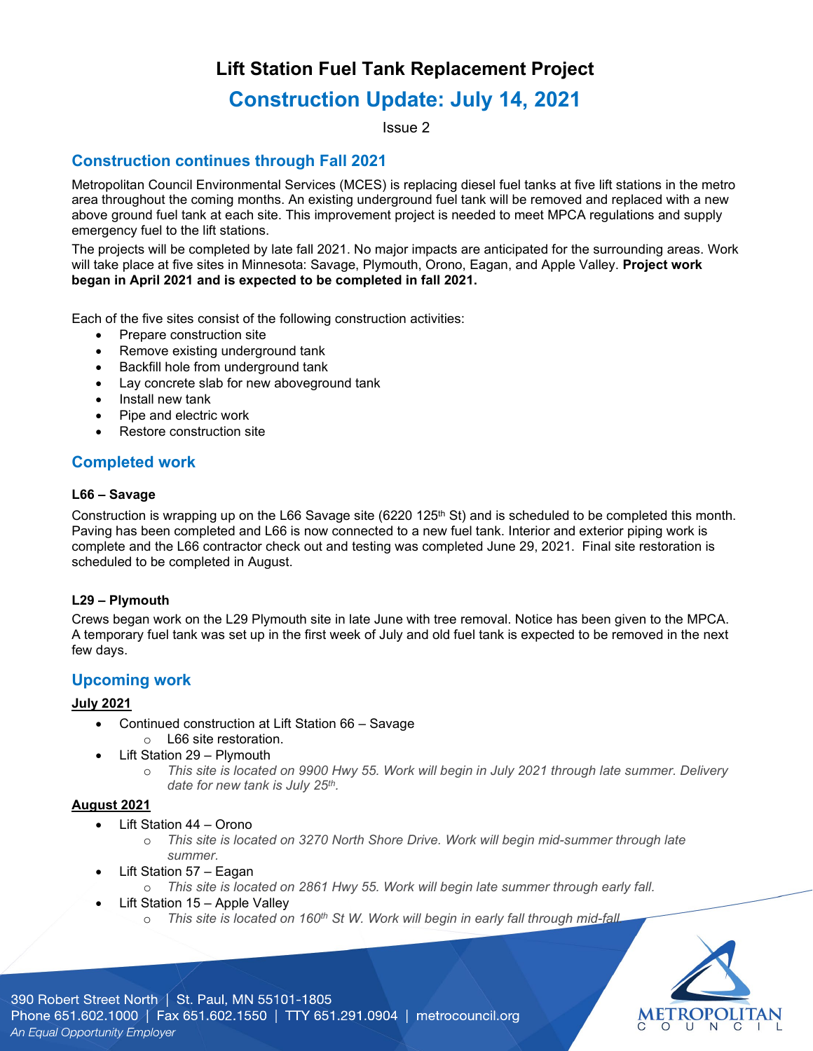# Lift Station Fuel Tank Replacement Project

## Construction Update: July 14, 2021

Issue 2

### Construction continues through Fall 2021

Metropolitan Council Environmental Services (MCES) is replacing diesel fuel tanks at five lift stations in the metro area throughout the coming months. An existing underground fuel tank will be removed and replaced with a new above ground fuel tank at each site. This improvement project is needed to meet MPCA regulations and supply emergency fuel to the lift stations.

The projects will be completed by late fall 2021. No major impacts are anticipated for the surrounding areas. Work will take place at five sites in Minnesota: Savage, Plymouth, Orono, Eagan, and Apple Valley. **Project work began in April 2021 and is expected to be completed in fall 2021.**

Each of the five sites consist of the following construction activities:

- Prepare construction site
- Remove existing underground tank
- Backfill hole from underground tank
- Lay concrete slab for new aboveground tank
- Install new tank
- Pipe and electric work
- Restore construction site

### Completed work

**L66 – Savage**

Construction is wrapping up on the L66 Savage site (6220 125th St) and is scheduled to be completed this month. Paving has been completed and L66 is now connected to a new fuel tank. Interior and exterior piping work is complete and the L66 contractor check out and testing was completed June 29, 2021. Final site restoration is scheduled to be completed in August.

**L29 – Plymouth**

Crews began work on the L29 Plymouth site in late June with tree removal. Notice has been given to the MPCA. A temporary fuel tank was set up in the first week of July and old fuel tank is expected to be removed in the next few days.

### Upcoming work

**July 2021**

- Continued construction at Lift Station 66 – Savage
  - L66 site restoration.
- Lift Station 29 – Plymouth
  - *This site is located on 9900 Hwy 55. Work will begin in July 2021 through late summer. Delivery date for new tank is July 25th.*

**August 2021**

- Lift Station 44 – Orono
  - *This site is located on 3270 North Shore Drive. Work will begin mid-summer through late summer.*
- Lift Station 57 – Eagan
  - *This site is located on 2861 Hwy 55. Work will begin late summer through early fall.*
- Lift Station 15 – Apple Valley
  - *This site is located on 160th St W. Work will begin in early fall through mid-fall.*

390 Robert Street North | St. Paul, MN 55101-1805
Phone 651.602.1000 | Fax 651.602.1550 | TTY 651.291.0904 | metrocouncil.org
*An Equal Opportunity Employer*

METROPOLITAN COUNCIL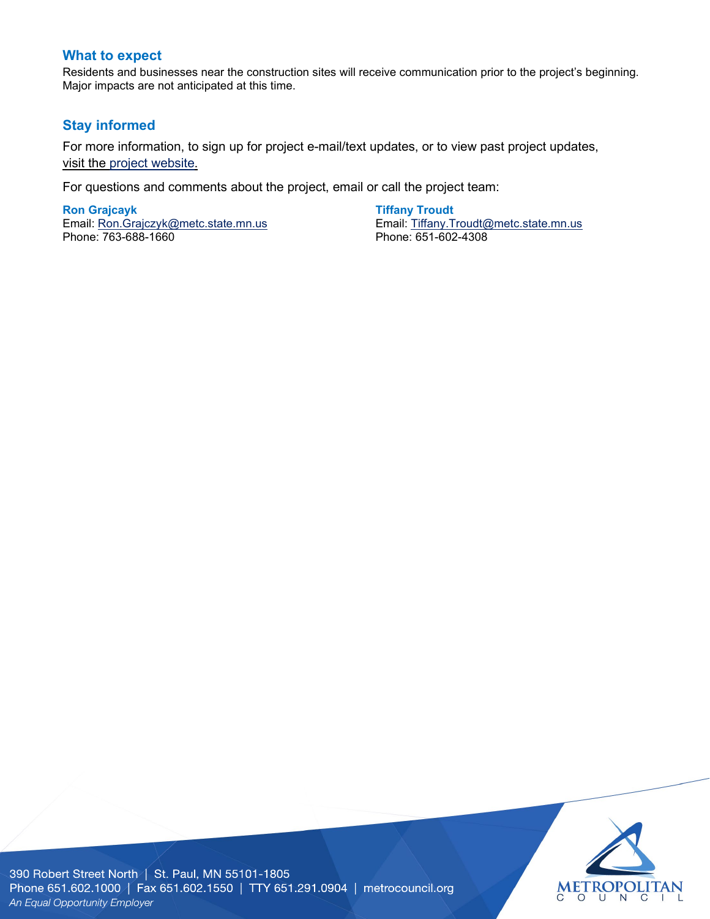## What to expect

Residents and businesses near the construction sites will receive communication prior to the project's beginning. Major impacts are not anticipated at this time.

## Stay informed

For more information, to sign up for project e-mail/text updates, or to view past project updates, visit the project website.

For questions and comments about the project, email or call the project team:

**Ron Grajcayk**
Email: Ron.Grajczyk@metc.state.mn.us
Phone: 763-688-1660

**Tiffany Troudt**
Email: Tiffany.Troudt@metc.state.mn.us
Phone: 651-602-4308

390 Robert Street North | St. Paul, MN 55101-1805
Phone 651.602.1000 | Fax 651.602.1550 | TTY 651.291.0904 | metrocouncil.org
*An Equal Opportunity Employer*

METROPOLITAN COUNCIL